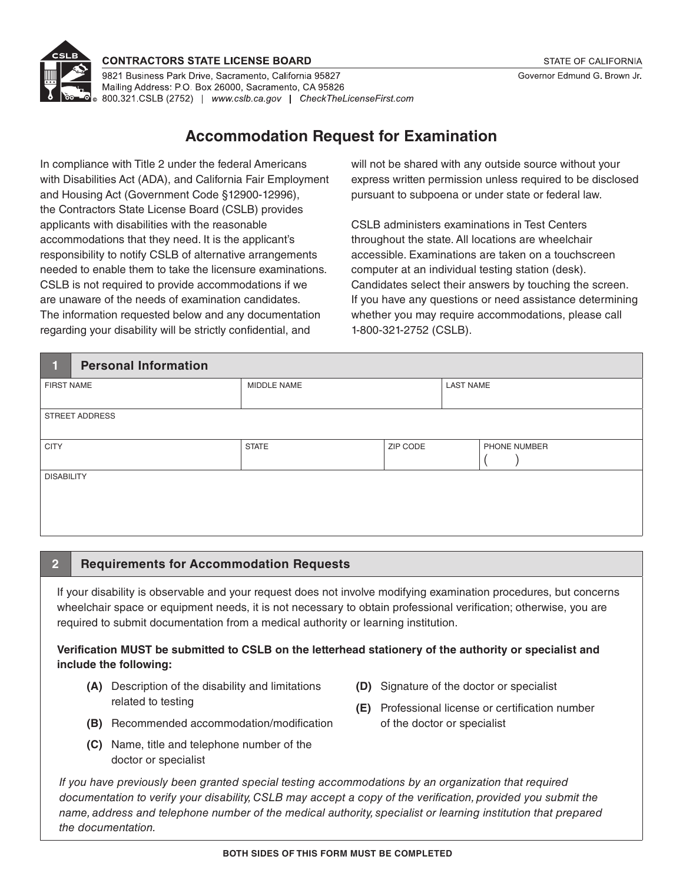**CONTRACTORS STATE LICENSE BOARD**

9821 Business Park Drive, Sacramento, California 95827
Mailing Address: P.O. Box 26000, Sacramento, CA 95826
800.321.CSLB (2752) | *www.cslb.ca.gov* | *CheckTheLicenseFirst.com*

STATE OF CALIFORNIA
Governor Edmund G. Brown Jr.

# Accommodation Request for Examination

In compliance with Title 2 under the federal Americans with Disabilities Act (ADA), and California Fair Employment and Housing Act (Government Code §12900-12996), the Contractors State License Board (CSLB) provides applicants with disabilities with the reasonable accommodations that they need. It is the applicant's responsibility to notify CSLB of alternative arrangements needed to enable them to take the licensure examinations. CSLB is not required to provide accommodations if we are unaware of the needs of examination candidates. The information requested below and any documentation regarding your disability will be strictly confidential, and will not be shared with any outside source without your express written permission unless required to be disclosed pursuant to subpoena or under state or federal law.

CSLB administers examinations in Test Centers throughout the state. All locations are wheelchair accessible. Examinations are taken on a touchscreen computer at an individual testing station (desk). Candidates select their answers by touching the screen. If you have any questions or need assistance determining whether you may require accommodations, please call 1-800-321-2752 (CSLB).

## 1 Personal Information

| FIRST NAME | MIDDLE NAME | | LAST NAME |
|---|---|---|---|
| | | | |

| STREET ADDRESS |
|---|
| |

| CITY | STATE | ZIP CODE | PHONE NUMBER |
|---|---|---|---|
| | | | ( ) |

| DISABILITY |
|---|
| |

## 2 Requirements for Accommodation Requests

If your disability is observable and your request does not involve modifying examination procedures, but concerns wheelchair space or equipment needs, it is not necessary to obtain professional verification; otherwise, you are required to submit documentation from a medical authority or learning institution.

**Verification MUST be submitted to CSLB on the letterhead stationery of the authority or specialist and include the following:**

- **(A)** Description of the disability and limitations related to testing
- **(B)** Recommended accommodation/modification
- **(C)** Name, title and telephone number of the doctor or specialist
- **(D)** Signature of the doctor or specialist
- **(E)** Professional license or certification number of the doctor or specialist

*If you have previously been granted special testing accommodations by an organization that required documentation to verify your disability, CSLB may accept a copy of the verification, provided you submit the name, address and telephone number of the medical authority, specialist or learning institution that prepared the documentation.*

**BOTH SIDES OF THIS FORM MUST BE COMPLETED**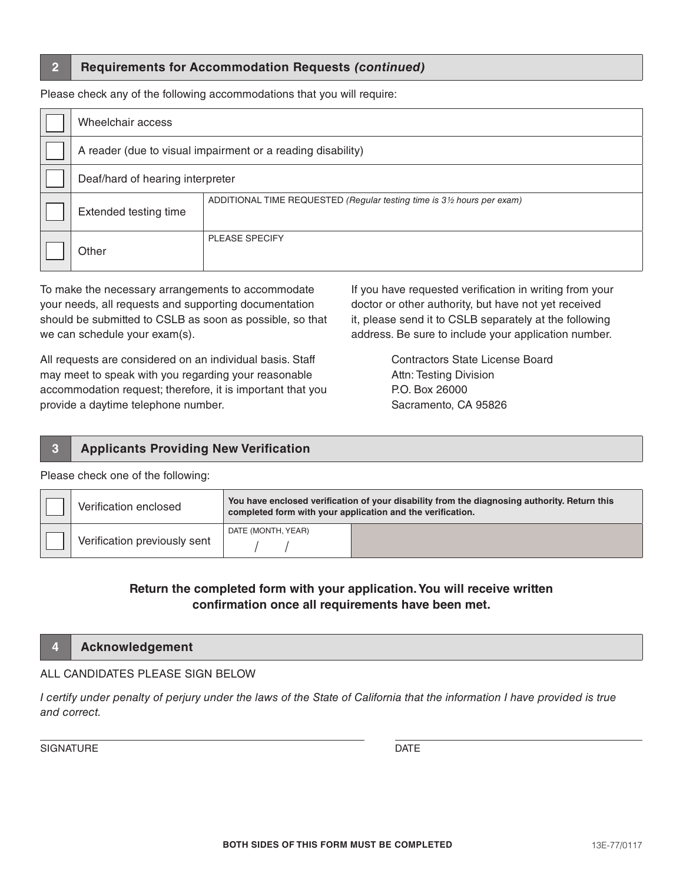## 2 Requirements for Accommodation Requests *(continued)*

Please check any of the following accommodations that you will require:

| | | |
|---|---|---|
| ☐ | Wheelchair access | |
| ☐ | A reader (due to visual impairment or a reading disability) | |
| ☐ | Deaf/hard of hearing interpreter | |
| ☐ | Extended testing time | ADDITIONAL TIME REQUESTED *(Regular testing time is 3½ hours per exam)* |
| ☐ | Other | PLEASE SPECIFY |

To make the necessary arrangements to accommodate your needs, all requests and supporting documentation should be submitted to CSLB as soon as possible, so that we can schedule your exam(s).

All requests are considered on an individual basis. Staff may meet to speak with you regarding your reasonable accommodation request; therefore, it is important that you provide a daytime telephone number.

If you have requested verification in writing from your doctor or other authority, but have not yet received it, please send it to CSLB separately at the following address. Be sure to include your application number.

Contractors State License Board
Attn: Testing Division
P.O. Box 26000
Sacramento, CA 95826

## 3 Applicants Providing New Verification

Please check one of the following:

| | | | |
|---|---|---|---|
| ☐ | Verification enclosed | **You have enclosed verification of your disability from the diagnosing authority. Return this completed form with your application and the verification.** | |
| ☐ | Verification previously sent | DATE (MONTH, YEAR) / / | |

**Return the completed form with your application. You will receive written confirmation once all requirements have been met.**

## 4 Acknowledgement

ALL CANDIDATES PLEASE SIGN BELOW

*I certify under penalty of perjury under the laws of the State of California that the information I have provided is true and correct.*

SIGNATURE ______________________ DATE ______________________

**BOTH SIDES OF THIS FORM MUST BE COMPLETED**

13E-77/0117